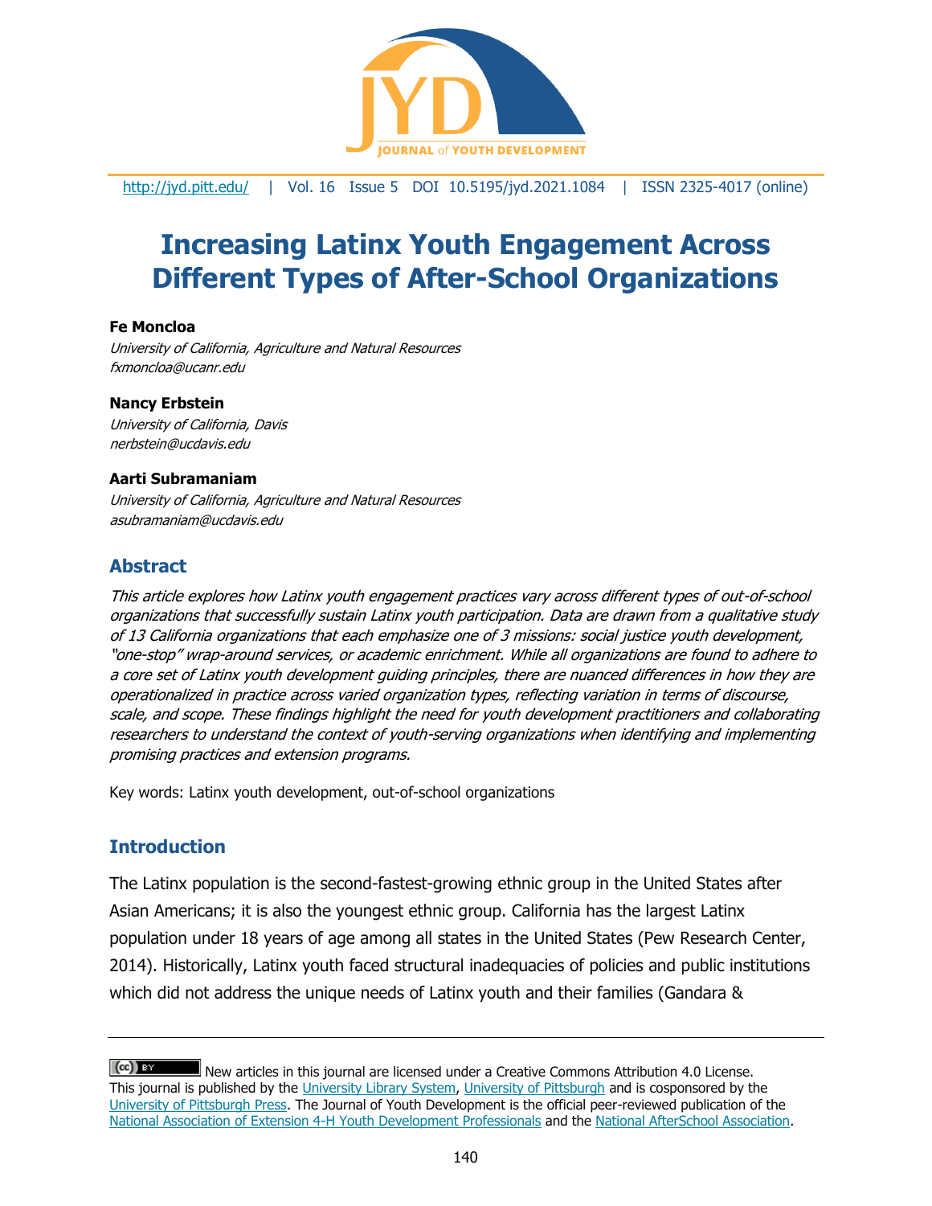# Increasing Latinx Youth Engagement Across Different Types of After-School Organizations

**Fe Moncloa**
*University of California, Agriculture and Natural Resources*
*fxmoncloa@ucanr.edu*

**Nancy Erbstein**
*University of California, Davis*
*nerbstein@ucdavis.edu*

**Aarti Subramaniam**
*University of California, Agriculture and Natural Resources*
*asubramaniam@ucdavis.edu*

## Abstract

*This article explores how Latinx youth engagement practices vary across different types of out-of-school organizations that successfully sustain Latinx youth participation. Data are drawn from a qualitative study of 13 California organizations that each emphasize one of 3 missions: social justice youth development, "one-stop" wrap-around services, or academic enrichment. While all organizations are found to adhere to a core set of Latinx youth development guiding principles, there are nuanced differences in how they are operationalized in practice across varied organization types, reflecting variation in terms of discourse, scale, and scope. These findings highlight the need for youth development practitioners and collaborating researchers to understand the context of youth-serving organizations when identifying and implementing promising practices and extension programs.*

Key words: Latinx youth development, out-of-school organizations

## Introduction

The Latinx population is the second-fastest-growing ethnic group in the United States after Asian Americans; it is also the youngest ethnic group. California has the largest Latinx population under 18 years of age among all states in the United States (Pew Research Center, 2014). Historically, Latinx youth faced structural inadequacies of policies and public institutions which did not address the unique needs of Latinx youth and their families (Gandara &

---

New articles in this journal are licensed under a Creative Commons Attribution 4.0 License. This journal is published by the University Library System, University of Pittsburgh and is cosponsored by the University of Pittsburgh Press. The Journal of Youth Development is the official peer-reviewed publication of the National Association of Extension 4-H Youth Development Professionals and the National AfterSchool Association.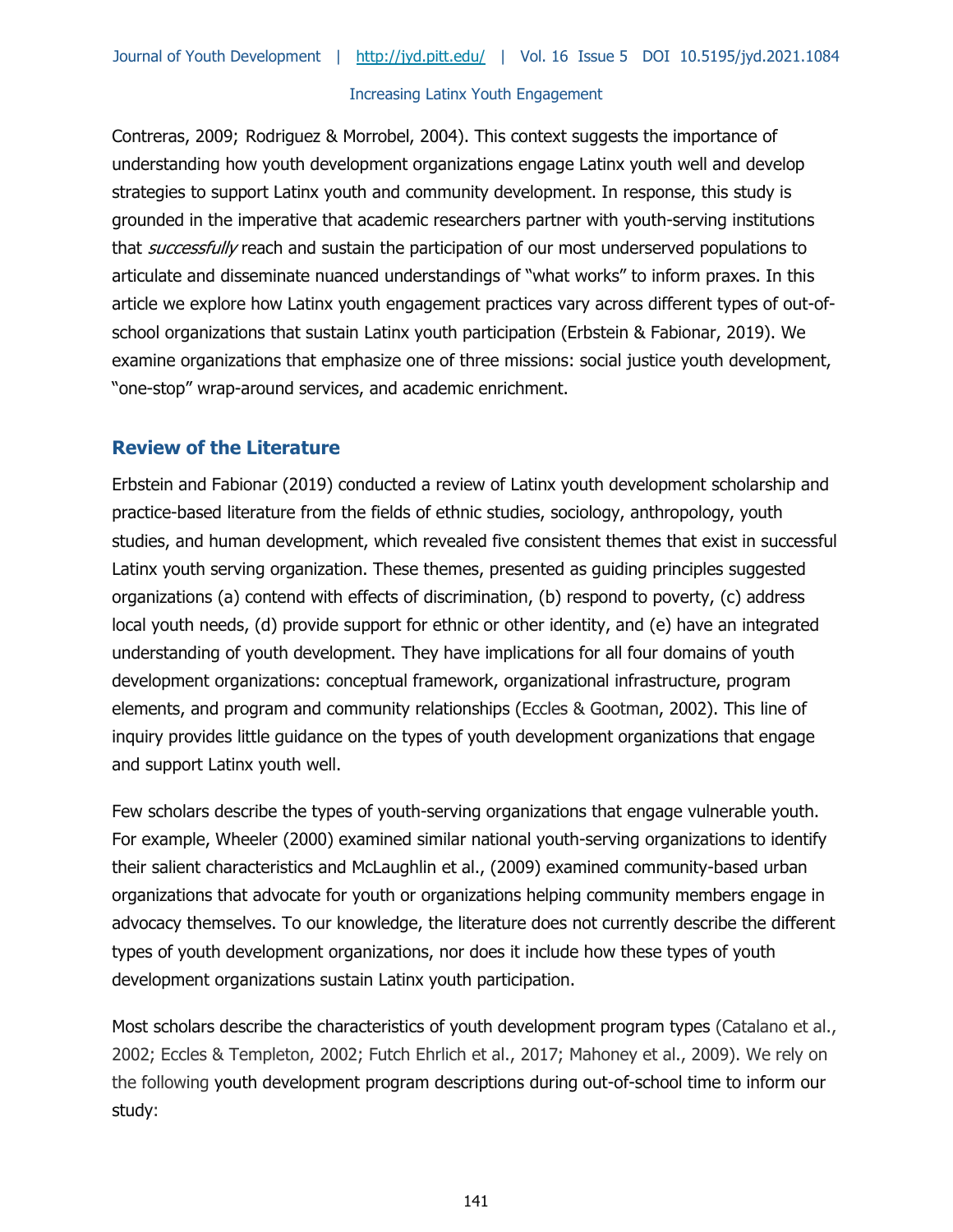Contreras, 2009; Rodriguez & Morrobel, 2004). This context suggests the importance of understanding how youth development organizations engage Latinx youth well and develop strategies to support Latinx youth and community development. In response, this study is grounded in the imperative that academic researchers partner with youth-serving institutions that *successfully* reach and sustain the participation of our most underserved populations to articulate and disseminate nuanced understandings of "what works" to inform praxes. In this article we explore how Latinx youth engagement practices vary across different types of out-of-school organizations that sustain Latinx youth participation (Erbstein & Fabionar, 2019). We examine organizations that emphasize one of three missions: social justice youth development, "one-stop" wrap-around services, and academic enrichment.

## Review of the Literature

Erbstein and Fabionar (2019) conducted a review of Latinx youth development scholarship and practice-based literature from the fields of ethnic studies, sociology, anthropology, youth studies, and human development, which revealed five consistent themes that exist in successful Latinx youth serving organization. These themes, presented as guiding principles suggested organizations (a) contend with effects of discrimination, (b) respond to poverty, (c) address local youth needs, (d) provide support for ethnic or other identity, and (e) have an integrated understanding of youth development. They have implications for all four domains of youth development organizations: conceptual framework, organizational infrastructure, program elements, and program and community relationships (Eccles & Gootman, 2002). This line of inquiry provides little guidance on the types of youth development organizations that engage and support Latinx youth well.

Few scholars describe the types of youth-serving organizations that engage vulnerable youth. For example, Wheeler (2000) examined similar national youth-serving organizations to identify their salient characteristics and McLaughlin et al., (2009) examined community-based urban organizations that advocate for youth or organizations helping community members engage in advocacy themselves. To our knowledge, the literature does not currently describe the different types of youth development organizations, nor does it include how these types of youth development organizations sustain Latinx youth participation.

Most scholars describe the characteristics of youth development program types (Catalano et al., 2002; Eccles & Templeton, 2002; Futch Ehrlich et al., 2017; Mahoney et al., 2009). We rely on the following youth development program descriptions during out-of-school time to inform our study: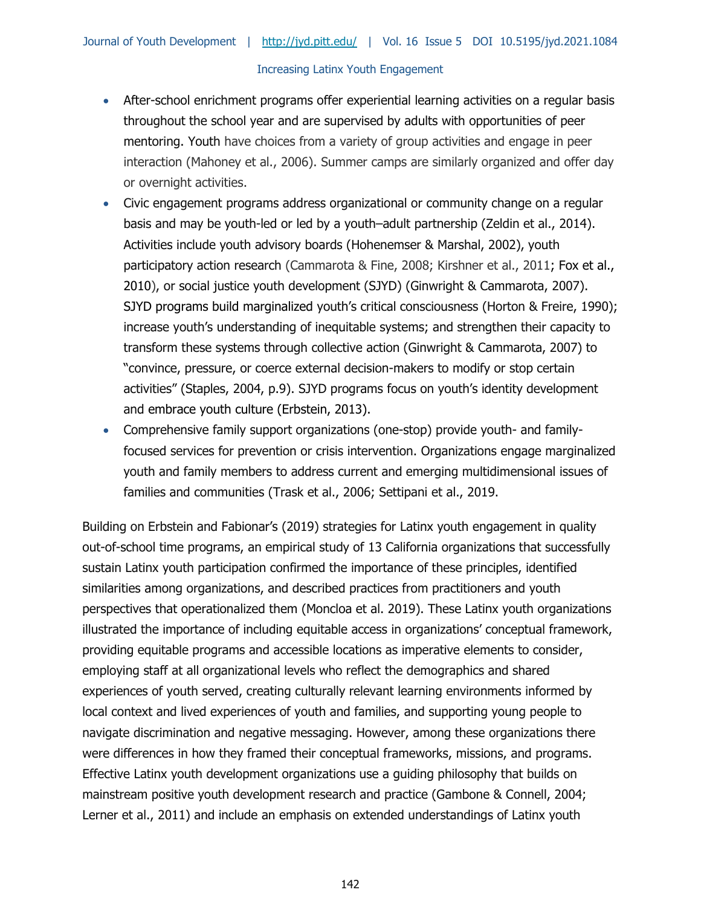- After-school enrichment programs offer experiential learning activities on a regular basis throughout the school year and are supervised by adults with opportunities of peer mentoring. Youth have choices from a variety of group activities and engage in peer interaction (Mahoney et al., 2006). Summer camps are similarly organized and offer day or overnight activities.
- Civic engagement programs address organizational or community change on a regular basis and may be youth-led or led by a youth–adult partnership (Zeldin et al., 2014). Activities include youth advisory boards (Hohenemser & Marshal, 2002), youth participatory action research (Cammarota & Fine, 2008; Kirshner et al., 2011; Fox et al., 2010), or social justice youth development (SJYD) (Ginwright & Cammarota, 2007). SJYD programs build marginalized youth's critical consciousness (Horton & Freire, 1990); increase youth's understanding of inequitable systems; and strengthen their capacity to transform these systems through collective action (Ginwright & Cammarota, 2007) to "convince, pressure, or coerce external decision-makers to modify or stop certain activities" (Staples, 2004, p.9). SJYD programs focus on youth's identity development and embrace youth culture (Erbstein, 2013).
- Comprehensive family support organizations (one-stop) provide youth- and family-focused services for prevention or crisis intervention. Organizations engage marginalized youth and family members to address current and emerging multidimensional issues of families and communities (Trask et al., 2006; Settipani et al., 2019.

Building on Erbstein and Fabionar's (2019) strategies for Latinx youth engagement in quality out-of-school time programs, an empirical study of 13 California organizations that successfully sustain Latinx youth participation confirmed the importance of these principles, identified similarities among organizations, and described practices from practitioners and youth perspectives that operationalized them (Moncloa et al. 2019). These Latinx youth organizations illustrated the importance of including equitable access in organizations' conceptual framework, providing equitable programs and accessible locations as imperative elements to consider, employing staff at all organizational levels who reflect the demographics and shared experiences of youth served, creating culturally relevant learning environments informed by local context and lived experiences of youth and families, and supporting young people to navigate discrimination and negative messaging. However, among these organizations there were differences in how they framed their conceptual frameworks, missions, and programs. Effective Latinx youth development organizations use a guiding philosophy that builds on mainstream positive youth development research and practice (Gambone & Connell, 2004; Lerner et al., 2011) and include an emphasis on extended understandings of Latinx youth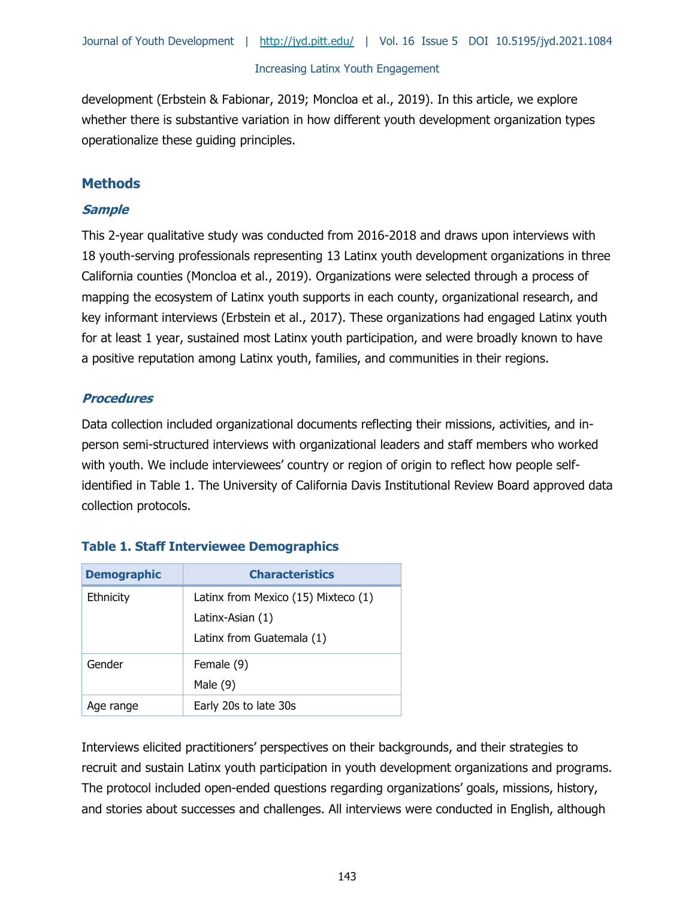development (Erbstein & Fabionar, 2019; Moncloa et al., 2019). In this article, we explore whether there is substantive variation in how different youth development organization types operationalize these guiding principles.

## Methods

### *Sample*

This 2-year qualitative study was conducted from 2016-2018 and draws upon interviews with 18 youth-serving professionals representing 13 Latinx youth development organizations in three California counties (Moncloa et al., 2019). Organizations were selected through a process of mapping the ecosystem of Latinx youth supports in each county, organizational research, and key informant interviews (Erbstein et al., 2017). These organizations had engaged Latinx youth for at least 1 year, sustained most Latinx youth participation, and were broadly known to have a positive reputation among Latinx youth, families, and communities in their regions.

### *Procedures*

Data collection included organizational documents reflecting their missions, activities, and in-person semi-structured interviews with organizational leaders and staff members who worked with youth. We include interviewees' country or region of origin to reflect how people self-identified in Table 1. The University of California Davis Institutional Review Board approved data collection protocols.

**Table 1. Staff Interviewee Demographics**

| Demographic | Characteristics |
|---|---|
| Ethnicity | Latinx from Mexico (15) Mixteco (1)<br>Latinx-Asian (1)<br>Latinx from Guatemala (1) |
| Gender | Female (9)<br>Male (9) |
| Age range | Early 20s to late 30s |

Interviews elicited practitioners' perspectives on their backgrounds, and their strategies to recruit and sustain Latinx youth participation in youth development organizations and programs. The protocol included open-ended questions regarding organizations' goals, missions, history, and stories about successes and challenges. All interviews were conducted in English, although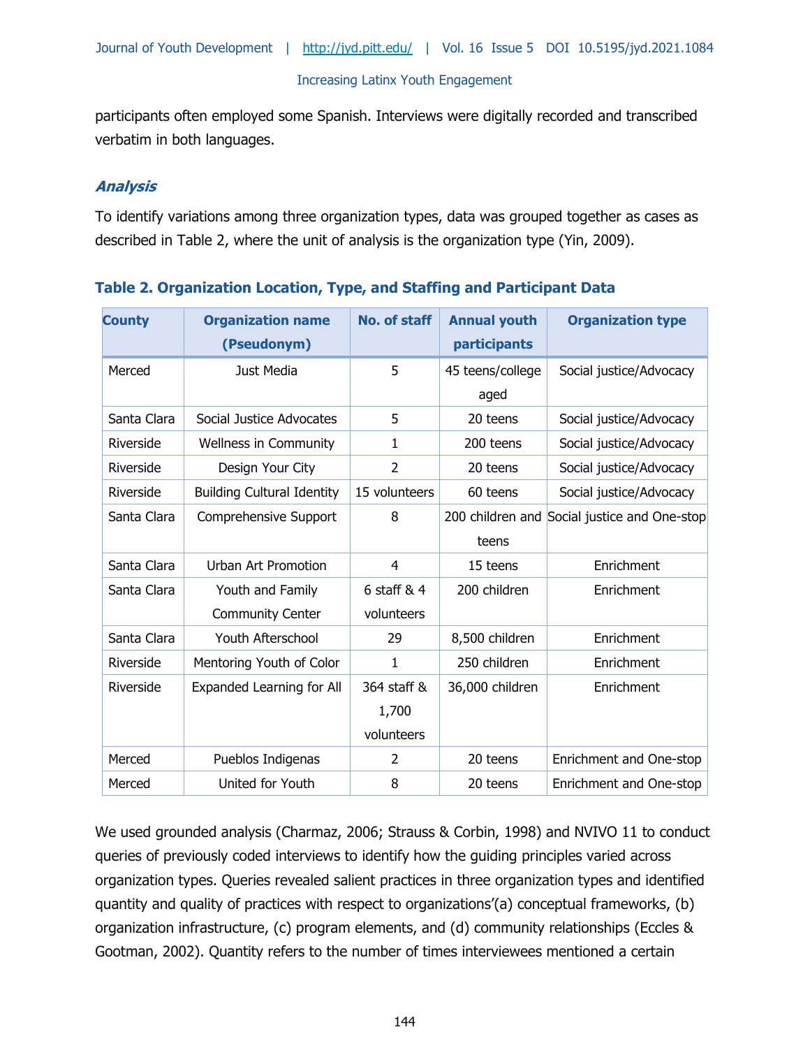participants often employed some Spanish. Interviews were digitally recorded and transcribed verbatim in both languages.

### *Analysis*

To identify variations among three organization types, data was grouped together as cases as described in Table 2, where the unit of analysis is the organization type (Yin, 2009).

**Table 2. Organization Location, Type, and Staffing and Participant Data**

| County | Organization name (Pseudonym) | No. of staff | Annual youth participants | Organization type |
|---|---|---|---|---|
| Merced | Just Media | 5 | 45 teens/college aged | Social justice/Advocacy |
| Santa Clara | Social Justice Advocates | 5 | 20 teens | Social justice/Advocacy |
| Riverside | Wellness in Community | 1 | 200 teens | Social justice/Advocacy |
| Riverside | Design Your City | 2 | 20 teens | Social justice/Advocacy |
| Riverside | Building Cultural Identity | 15 volunteers | 60 teens | Social justice/Advocacy |
| Santa Clara | Comprehensive Support | 8 | 200 children and teens | Social justice and One-stop |
| Santa Clara | Urban Art Promotion | 4 | 15 teens | Enrichment |
| Santa Clara | Youth and Family Community Center | 6 staff & 4 volunteers | 200 children | Enrichment |
| Santa Clara | Youth Afterschool | 29 | 8,500 children | Enrichment |
| Riverside | Mentoring Youth of Color | 1 | 250 children | Enrichment |
| Riverside | Expanded Learning for All | 364 staff & 1,700 volunteers | 36,000 children | Enrichment |
| Merced | Pueblos Indigenas | 2 | 20 teens | Enrichment and One-stop |
| Merced | United for Youth | 8 | 20 teens | Enrichment and One-stop |

We used grounded analysis (Charmaz, 2006; Strauss & Corbin, 1998) and NVIVO 11 to conduct queries of previously coded interviews to identify how the guiding principles varied across organization types. Queries revealed salient practices in three organization types and identified quantity and quality of practices with respect to organizations'(a) conceptual frameworks, (b) organization infrastructure, (c) program elements, and (d) community relationships (Eccles & Gootman, 2002). Quantity refers to the number of times interviewees mentioned a certain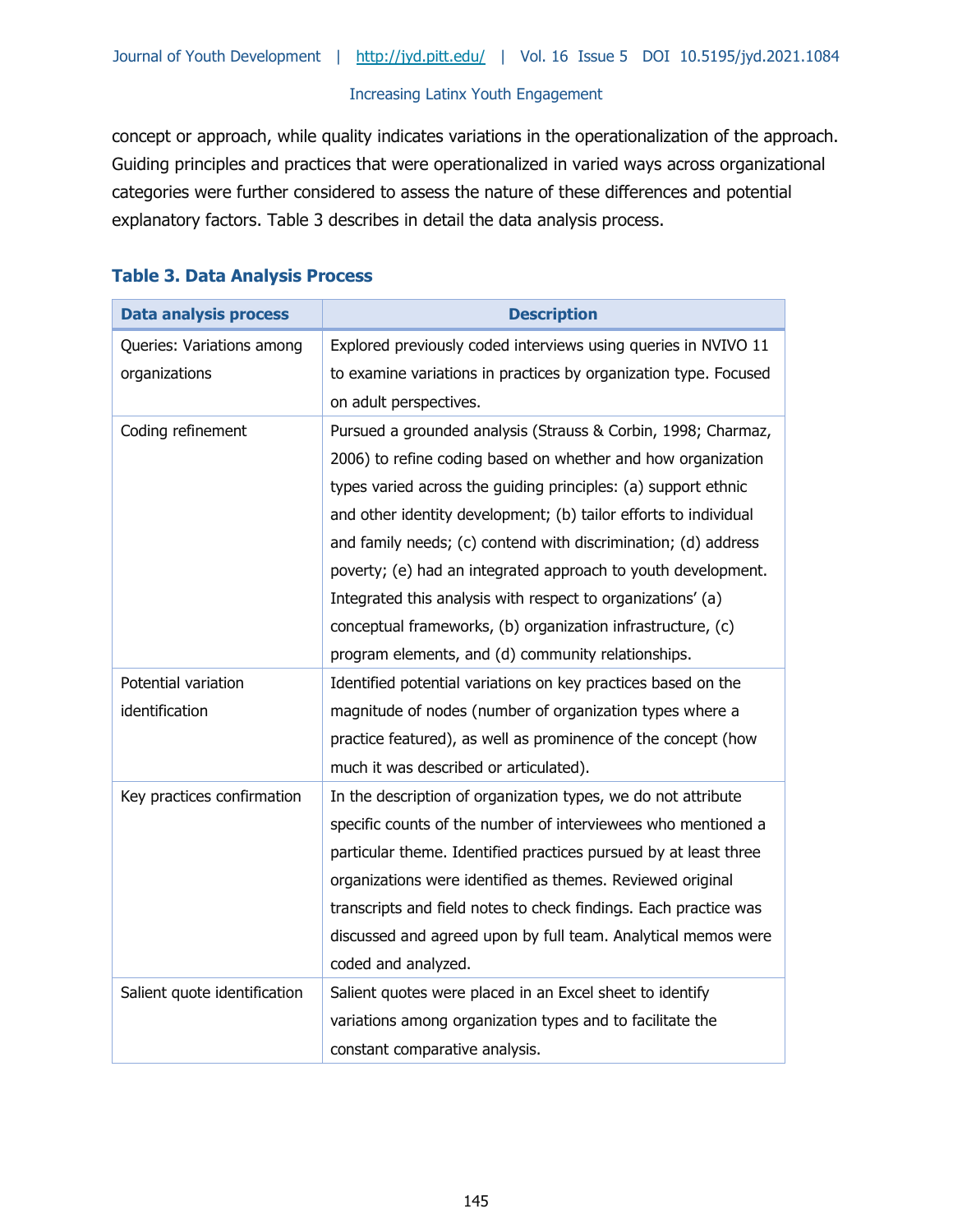concept or approach, while quality indicates variations in the operationalization of the approach. Guiding principles and practices that were operationalized in varied ways across organizational categories were further considered to assess the nature of these differences and potential explanatory factors. Table 3 describes in detail the data analysis process.

**Table 3. Data Analysis Process**

| Data analysis process | Description |
|---|---|
| Queries: Variations among organizations | Explored previously coded interviews using queries in NVIVO 11 to examine variations in practices by organization type. Focused on adult perspectives. |
| Coding refinement | Pursued a grounded analysis (Strauss & Corbin, 1998; Charmaz, 2006) to refine coding based on whether and how organization types varied across the guiding principles: (a) support ethnic and other identity development; (b) tailor efforts to individual and family needs; (c) contend with discrimination; (d) address poverty; (e) had an integrated approach to youth development. Integrated this analysis with respect to organizations' (a) conceptual frameworks, (b) organization infrastructure, (c) program elements, and (d) community relationships. |
| Potential variation identification | Identified potential variations on key practices based on the magnitude of nodes (number of organization types where a practice featured), as well as prominence of the concept (how much it was described or articulated). |
| Key practices confirmation | In the description of organization types, we do not attribute specific counts of the number of interviewees who mentioned a particular theme. Identified practices pursued by at least three organizations were identified as themes. Reviewed original transcripts and field notes to check findings. Each practice was discussed and agreed upon by full team. Analytical memos were coded and analyzed. |
| Salient quote identification | Salient quotes were placed in an Excel sheet to identify variations among organization types and to facilitate the constant comparative analysis. |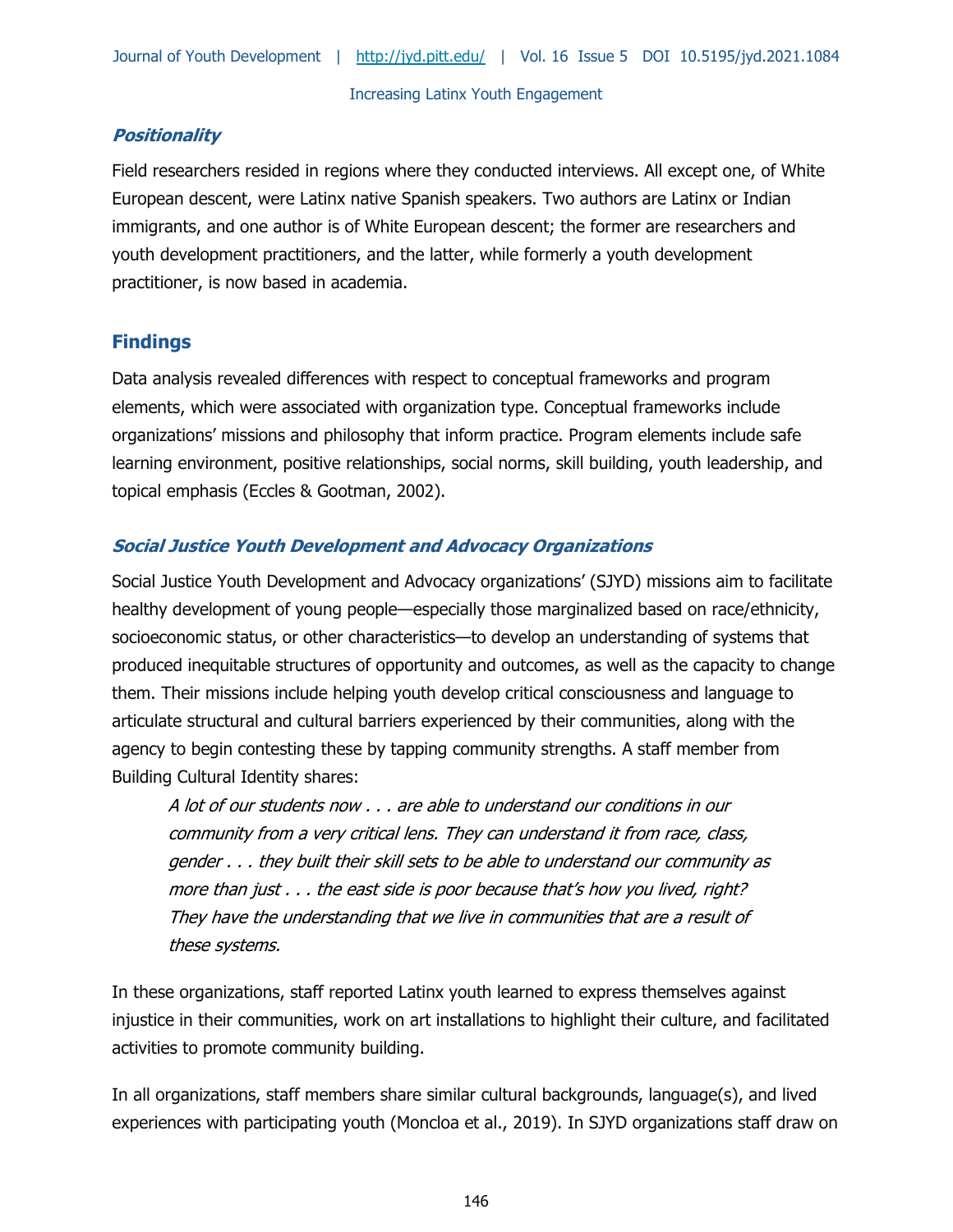### *Positionality*

Field researchers resided in regions where they conducted interviews. All except one, of White European descent, were Latinx native Spanish speakers. Two authors are Latinx or Indian immigrants, and one author is of White European descent; the former are researchers and youth development practitioners, and the latter, while formerly a youth development practitioner, is now based in academia.

## Findings

Data analysis revealed differences with respect to conceptual frameworks and program elements, which were associated with organization type. Conceptual frameworks include organizations' missions and philosophy that inform practice. Program elements include safe learning environment, positive relationships, social norms, skill building, youth leadership, and topical emphasis (Eccles & Gootman, 2002).

### *Social Justice Youth Development and Advocacy Organizations*

Social Justice Youth Development and Advocacy organizations' (SJYD) missions aim to facilitate healthy development of young people—especially those marginalized based on race/ethnicity, socioeconomic status, or other characteristics—to develop an understanding of systems that produced inequitable structures of opportunity and outcomes, as well as the capacity to change them. Their missions include helping youth develop critical consciousness and language to articulate structural and cultural barriers experienced by their communities, along with the agency to begin contesting these by tapping community strengths. A staff member from Building Cultural Identity shares:

> *A lot of our students now . . . are able to understand our conditions in our community from a very critical lens. They can understand it from race, class, gender . . . they built their skill sets to be able to understand our community as more than just . . . the east side is poor because that's how you lived, right? They have the understanding that we live in communities that are a result of these systems.*

In these organizations, staff reported Latinx youth learned to express themselves against injustice in their communities, work on art installations to highlight their culture, and facilitated activities to promote community building.

In all organizations, staff members share similar cultural backgrounds, language(s), and lived experiences with participating youth (Moncloa et al., 2019). In SJYD organizations staff draw on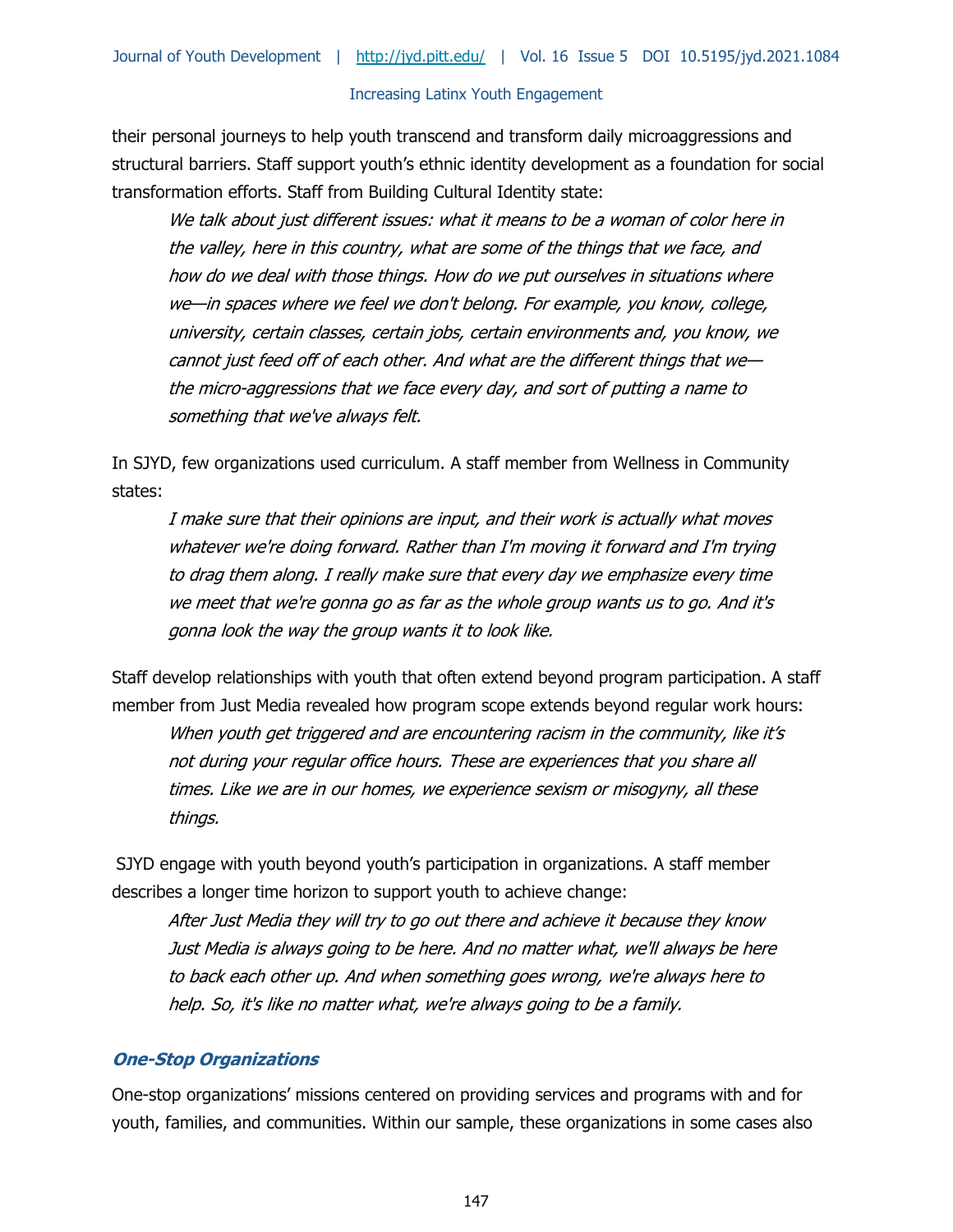their personal journeys to help youth transcend and transform daily microaggressions and structural barriers. Staff support youth's ethnic identity development as a foundation for social transformation efforts. Staff from Building Cultural Identity state:

> *We talk about just different issues: what it means to be a woman of color here in the valley, here in this country, what are some of the things that we face, and how do we deal with those things. How do we put ourselves in situations where we—in spaces where we feel we don't belong. For example, you know, college, university, certain classes, certain jobs, certain environments and, you know, we cannot just feed off of each other. And what are the different things that we—the micro-aggressions that we face every day, and sort of putting a name to something that we've always felt.*

In SJYD, few organizations used curriculum. A staff member from Wellness in Community states:

> *I make sure that their opinions are input, and their work is actually what moves whatever we're doing forward. Rather than I'm moving it forward and I'm trying to drag them along. I really make sure that every day we emphasize every time we meet that we're gonna go as far as the whole group wants us to go. And it's gonna look the way the group wants it to look like.*

Staff develop relationships with youth that often extend beyond program participation. A staff member from Just Media revealed how program scope extends beyond regular work hours:

> *When youth get triggered and are encountering racism in the community, like it's not during your regular office hours. These are experiences that you share all times. Like we are in our homes, we experience sexism or misogyny, all these things.*

SJYD engage with youth beyond youth's participation in organizations. A staff member describes a longer time horizon to support youth to achieve change:

> *After Just Media they will try to go out there and achieve it because they know Just Media is always going to be here. And no matter what, we'll always be here to back each other up. And when something goes wrong, we're always here to help. So, it's like no matter what, we're always going to be a family.*

### *One-Stop Organizations*

One-stop organizations' missions centered on providing services and programs with and for youth, families, and communities. Within our sample, these organizations in some cases also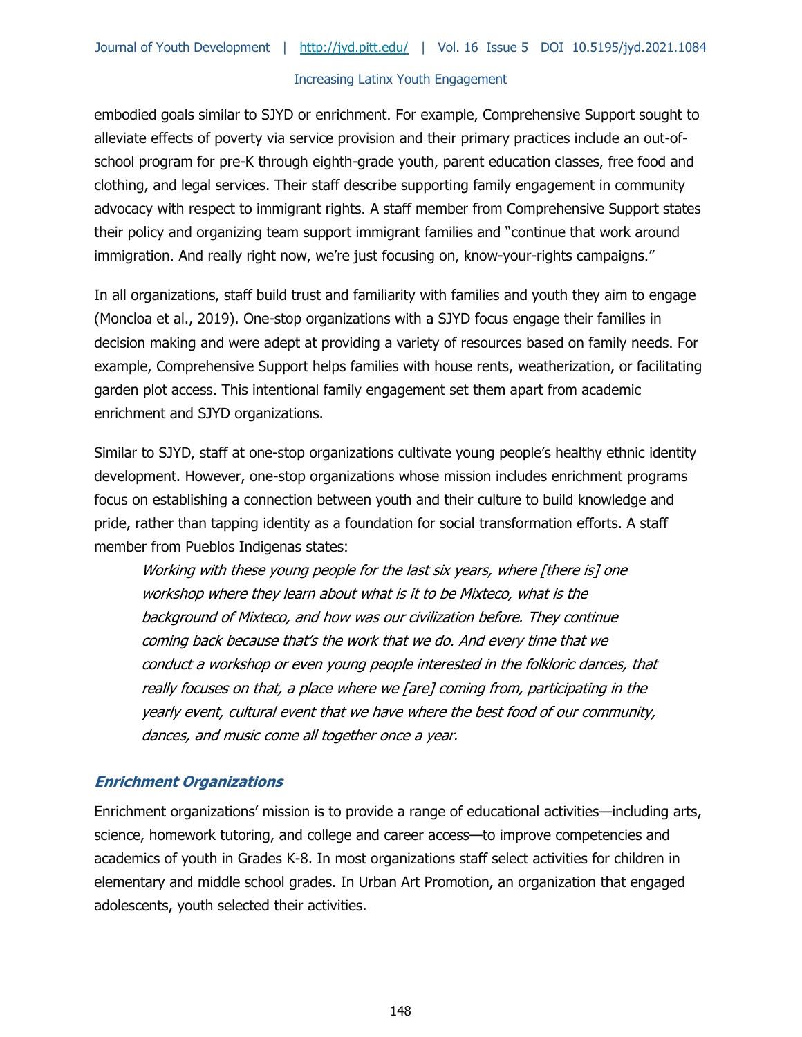embodied goals similar to SJYD or enrichment. For example, Comprehensive Support sought to alleviate effects of poverty via service provision and their primary practices include an out-of-school program for pre-K through eighth-grade youth, parent education classes, free food and clothing, and legal services. Their staff describe supporting family engagement in community advocacy with respect to immigrant rights. A staff member from Comprehensive Support states their policy and organizing team support immigrant families and "continue that work around immigration. And really right now, we're just focusing on, know-your-rights campaigns."

In all organizations, staff build trust and familiarity with families and youth they aim to engage (Moncloa et al., 2019). One-stop organizations with a SJYD focus engage their families in decision making and were adept at providing a variety of resources based on family needs. For example, Comprehensive Support helps families with house rents, weatherization, or facilitating garden plot access. This intentional family engagement set them apart from academic enrichment and SJYD organizations.

Similar to SJYD, staff at one-stop organizations cultivate young people's healthy ethnic identity development. However, one-stop organizations whose mission includes enrichment programs focus on establishing a connection between youth and their culture to build knowledge and pride, rather than tapping identity as a foundation for social transformation efforts. A staff member from Pueblos Indigenas states:

> *Working with these young people for the last six years, where [there is] one workshop where they learn about what is it to be Mixteco, what is the background of Mixteco, and how was our civilization before. They continue coming back because that's the work that we do. And every time that we conduct a workshop or even young people interested in the folkloric dances, that really focuses on that, a place where we [are] coming from, participating in the yearly event, cultural event that we have where the best food of our community, dances, and music come all together once a year.*

### *Enrichment Organizations*

Enrichment organizations' mission is to provide a range of educational activities—including arts, science, homework tutoring, and college and career access—to improve competencies and academics of youth in Grades K-8. In most organizations staff select activities for children in elementary and middle school grades. In Urban Art Promotion, an organization that engaged adolescents, youth selected their activities.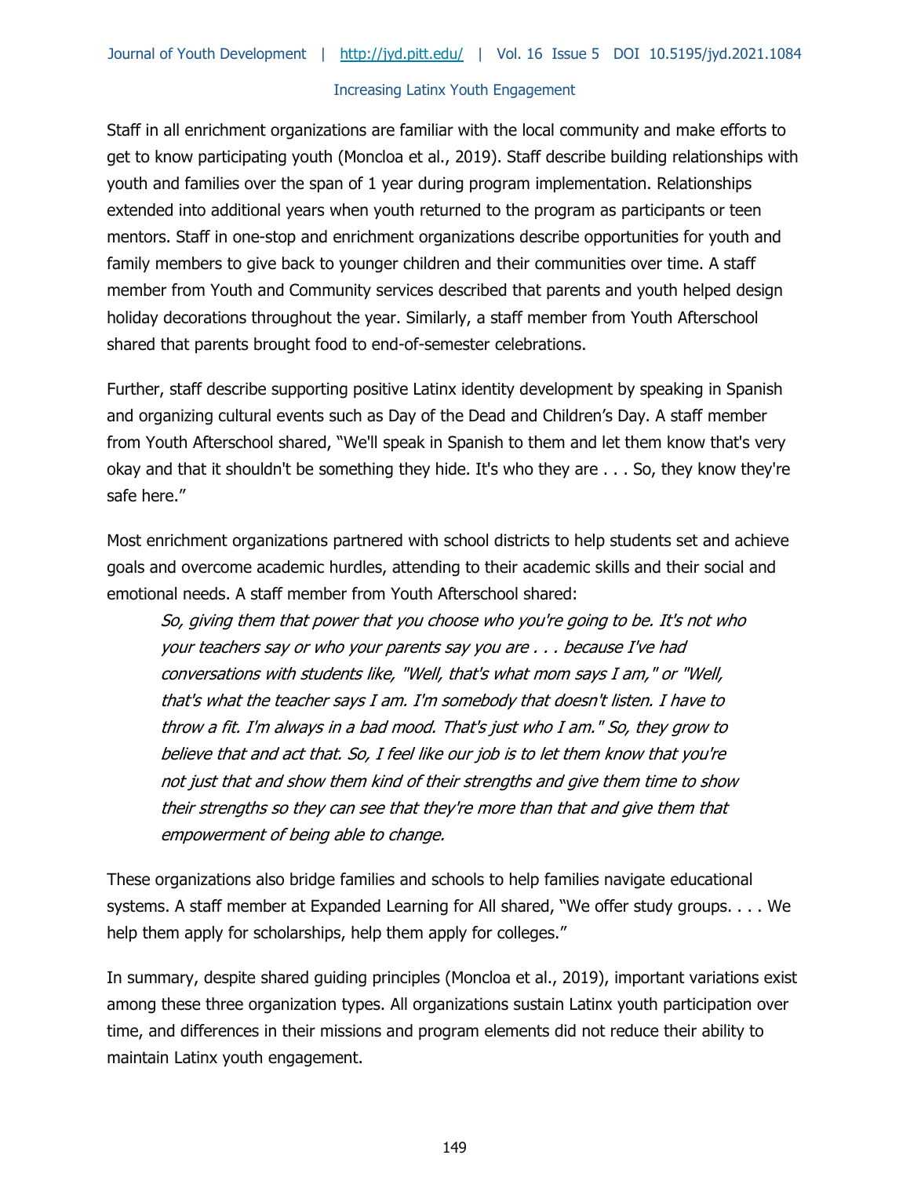Staff in all enrichment organizations are familiar with the local community and make efforts to get to know participating youth (Moncloa et al., 2019). Staff describe building relationships with youth and families over the span of 1 year during program implementation. Relationships extended into additional years when youth returned to the program as participants or teen mentors. Staff in one-stop and enrichment organizations describe opportunities for youth and family members to give back to younger children and their communities over time. A staff member from Youth and Community services described that parents and youth helped design holiday decorations throughout the year. Similarly, a staff member from Youth Afterschool shared that parents brought food to end-of-semester celebrations.

Further, staff describe supporting positive Latinx identity development by speaking in Spanish and organizing cultural events such as Day of the Dead and Children's Day. A staff member from Youth Afterschool shared, "We'll speak in Spanish to them and let them know that's very okay and that it shouldn't be something they hide. It's who they are . . . So, they know they're safe here."

Most enrichment organizations partnered with school districts to help students set and achieve goals and overcome academic hurdles, attending to their academic skills and their social and emotional needs. A staff member from Youth Afterschool shared:

> *So, giving them that power that you choose who you're going to be. It's not who your teachers say or who your parents say you are . . . because I've had conversations with students like, "Well, that's what mom says I am," or "Well, that's what the teacher says I am. I'm somebody that doesn't listen. I have to throw a fit. I'm always in a bad mood. That's just who I am." So, they grow to believe that and act that. So, I feel like our job is to let them know that you're not just that and show them kind of their strengths and give them time to show their strengths so they can see that they're more than that and give them that empowerment of being able to change.*

These organizations also bridge families and schools to help families navigate educational systems. A staff member at Expanded Learning for All shared, "We offer study groups. . . . We help them apply for scholarships, help them apply for colleges."

In summary, despite shared guiding principles (Moncloa et al., 2019), important variations exist among these three organization types. All organizations sustain Latinx youth participation over time, and differences in their missions and program elements did not reduce their ability to maintain Latinx youth engagement.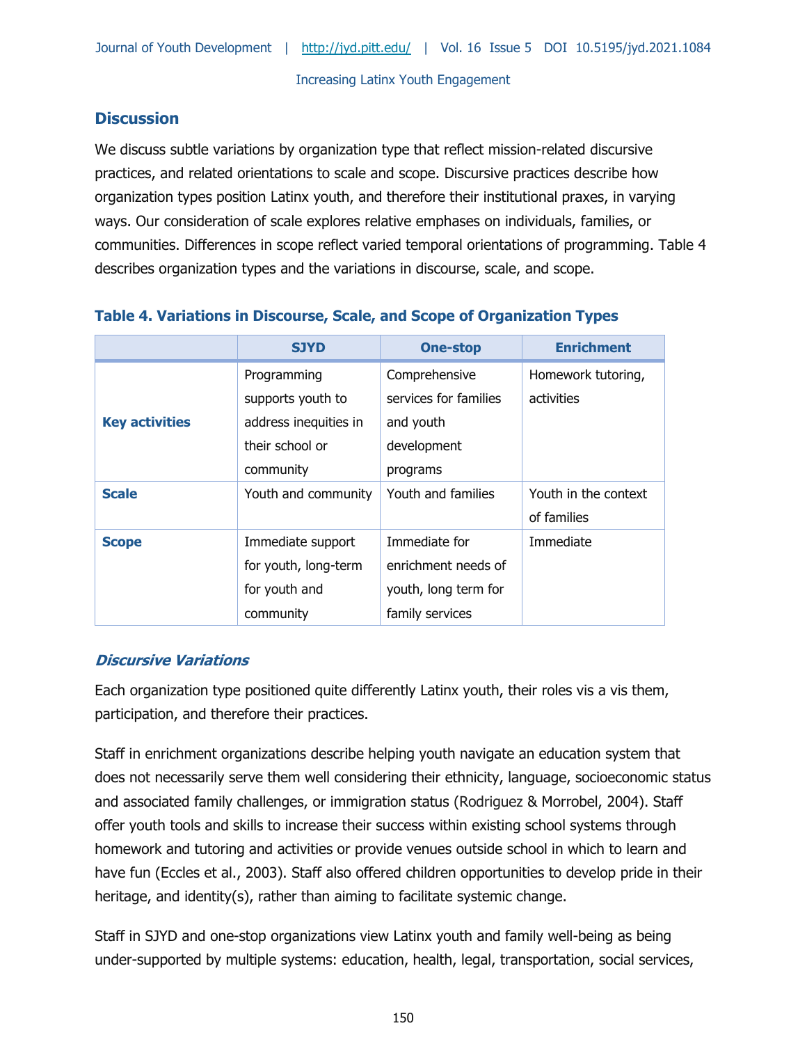## Discussion

We discuss subtle variations by organization type that reflect mission-related discursive practices, and related orientations to scale and scope. Discursive practices describe how organization types position Latinx youth, and therefore their institutional praxes, in varying ways. Our consideration of scale explores relative emphases on individuals, families, or communities. Differences in scope reflect varied temporal orientations of programming. Table 4 describes organization types and the variations in discourse, scale, and scope.

**Table 4. Variations in Discourse, Scale, and Scope of Organization Types**

| | SJYD | One-stop | Enrichment |
|---|---|---|---|
| **Key activities** | Programming supports youth to address inequities in their school or community | Comprehensive services for families and youth development programs | Homework tutoring, activities |
| **Scale** | Youth and community | Youth and families | Youth in the context of families |
| **Scope** | Immediate support for youth, long-term for youth and community | Immediate for enrichment needs of youth, long term for family services | Immediate |

### *Discursive Variations*

Each organization type positioned quite differently Latinx youth, their roles vis a vis them, participation, and therefore their practices.

Staff in enrichment organizations describe helping youth navigate an education system that does not necessarily serve them well considering their ethnicity, language, socioeconomic status and associated family challenges, or immigration status (Rodriguez & Morrobel, 2004). Staff offer youth tools and skills to increase their success within existing school systems through homework and tutoring and activities or provide venues outside school in which to learn and have fun (Eccles et al., 2003). Staff also offered children opportunities to develop pride in their heritage, and identity(s), rather than aiming to facilitate systemic change.

Staff in SJYD and one-stop organizations view Latinx youth and family well-being as being under-supported by multiple systems: education, health, legal, transportation, social services,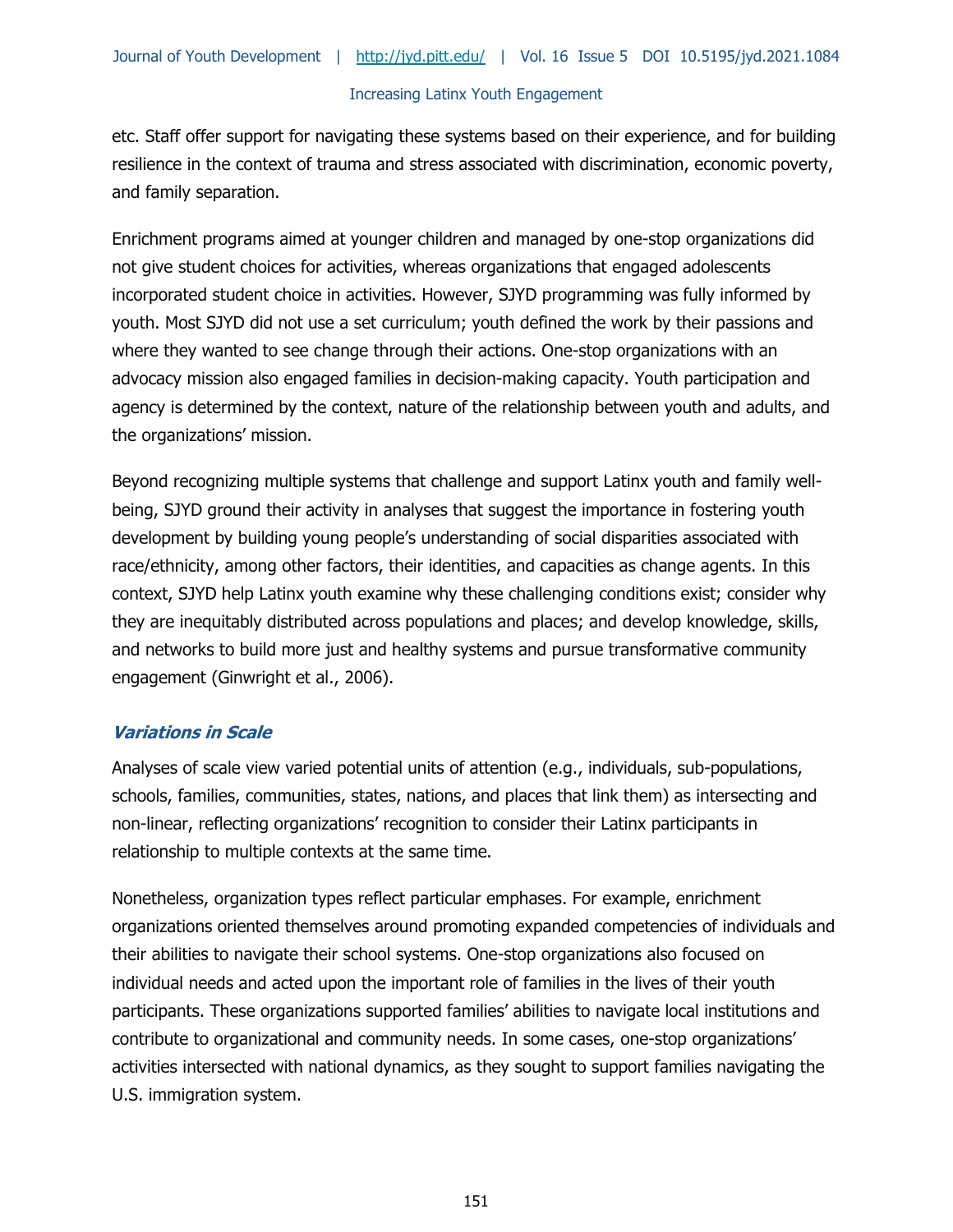etc. Staff offer support for navigating these systems based on their experience, and for building resilience in the context of trauma and stress associated with discrimination, economic poverty, and family separation.

Enrichment programs aimed at younger children and managed by one-stop organizations did not give student choices for activities, whereas organizations that engaged adolescents incorporated student choice in activities. However, SJYD programming was fully informed by youth. Most SJYD did not use a set curriculum; youth defined the work by their passions and where they wanted to see change through their actions. One-stop organizations with an advocacy mission also engaged families in decision-making capacity. Youth participation and agency is determined by the context, nature of the relationship between youth and adults, and the organizations' mission.

Beyond recognizing multiple systems that challenge and support Latinx youth and family well-being, SJYD ground their activity in analyses that suggest the importance in fostering youth development by building young people's understanding of social disparities associated with race/ethnicity, among other factors, their identities, and capacities as change agents. In this context, SJYD help Latinx youth examine why these challenging conditions exist; consider why they are inequitably distributed across populations and places; and develop knowledge, skills, and networks to build more just and healthy systems and pursue transformative community engagement (Ginwright et al., 2006).

### *Variations in Scale*

Analyses of scale view varied potential units of attention (e.g., individuals, sub-populations, schools, families, communities, states, nations, and places that link them) as intersecting and non-linear, reflecting organizations' recognition to consider their Latinx participants in relationship to multiple contexts at the same time.

Nonetheless, organization types reflect particular emphases. For example, enrichment organizations oriented themselves around promoting expanded competencies of individuals and their abilities to navigate their school systems. One-stop organizations also focused on individual needs and acted upon the important role of families in the lives of their youth participants. These organizations supported families' abilities to navigate local institutions and contribute to organizational and community needs. In some cases, one-stop organizations' activities intersected with national dynamics, as they sought to support families navigating the U.S. immigration system.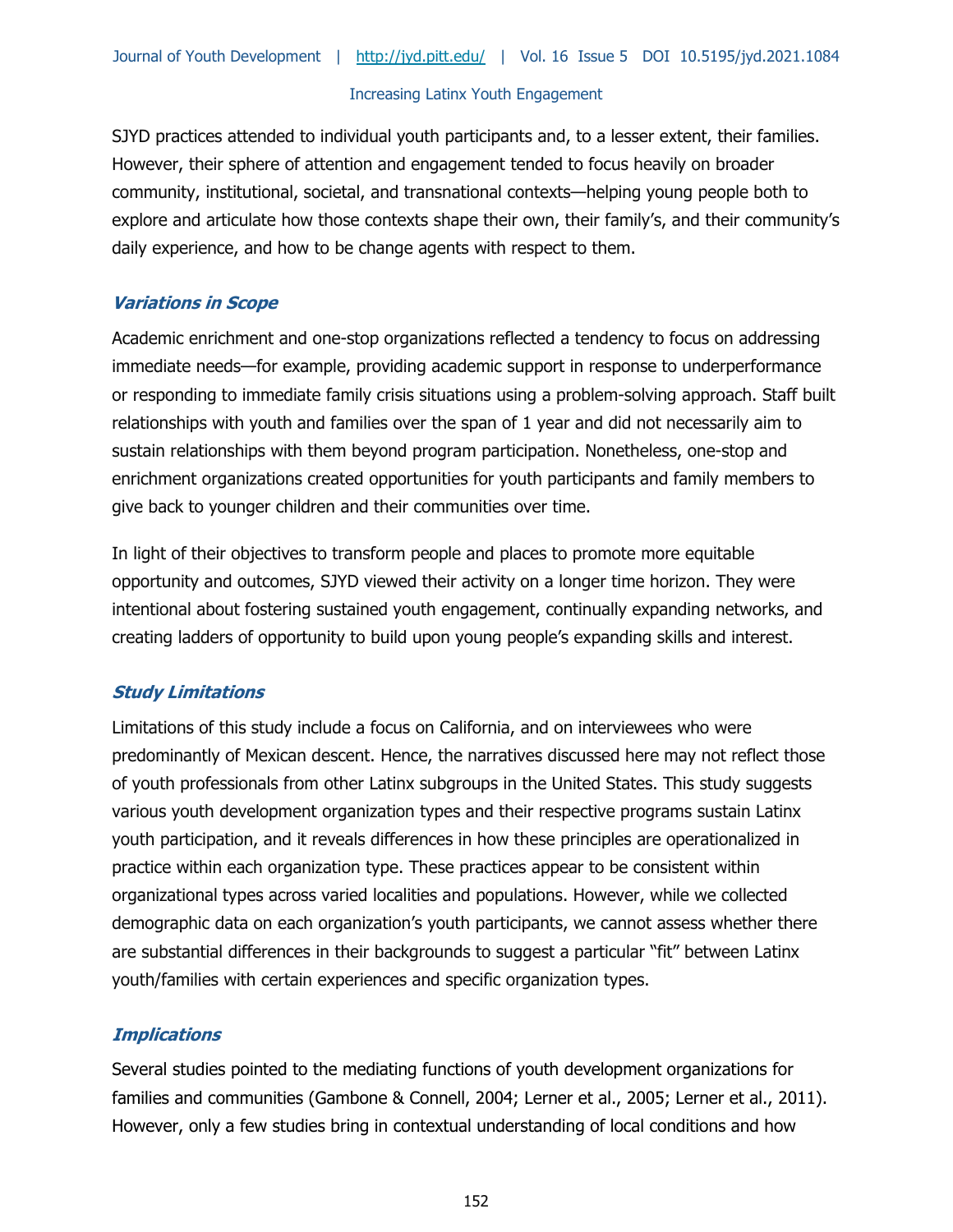SJYD practices attended to individual youth participants and, to a lesser extent, their families. However, their sphere of attention and engagement tended to focus heavily on broader community, institutional, societal, and transnational contexts—helping young people both to explore and articulate how those contexts shape their own, their family's, and their community's daily experience, and how to be change agents with respect to them.

### *Variations in Scope*

Academic enrichment and one-stop organizations reflected a tendency to focus on addressing immediate needs—for example, providing academic support in response to underperformance or responding to immediate family crisis situations using a problem-solving approach. Staff built relationships with youth and families over the span of 1 year and did not necessarily aim to sustain relationships with them beyond program participation. Nonetheless, one-stop and enrichment organizations created opportunities for youth participants and family members to give back to younger children and their communities over time.

In light of their objectives to transform people and places to promote more equitable opportunity and outcomes, SJYD viewed their activity on a longer time horizon. They were intentional about fostering sustained youth engagement, continually expanding networks, and creating ladders of opportunity to build upon young people's expanding skills and interest.

### *Study Limitations*

Limitations of this study include a focus on California, and on interviewees who were predominantly of Mexican descent. Hence, the narratives discussed here may not reflect those of youth professionals from other Latinx subgroups in the United States. This study suggests various youth development organization types and their respective programs sustain Latinx youth participation, and it reveals differences in how these principles are operationalized in practice within each organization type. These practices appear to be consistent within organizational types across varied localities and populations. However, while we collected demographic data on each organization's youth participants, we cannot assess whether there are substantial differences in their backgrounds to suggest a particular "fit" between Latinx youth/families with certain experiences and specific organization types.

### *Implications*

Several studies pointed to the mediating functions of youth development organizations for families and communities (Gambone & Connell, 2004; Lerner et al., 2005; Lerner et al., 2011). However, only a few studies bring in contextual understanding of local conditions and how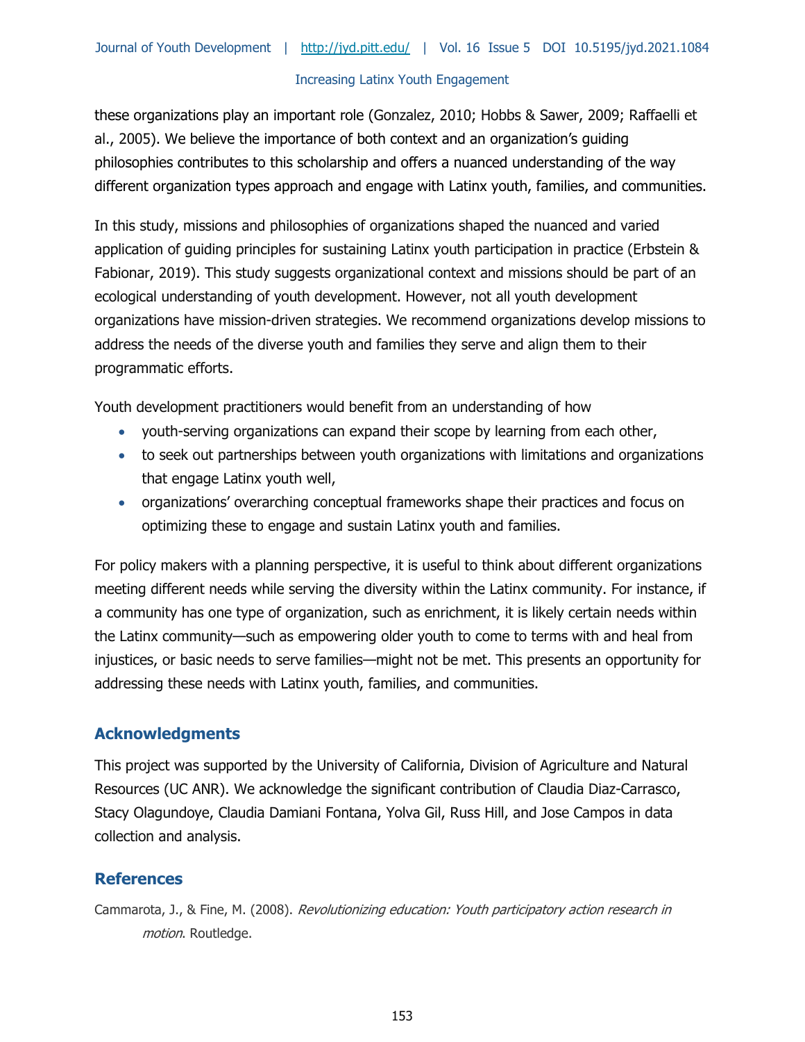these organizations play an important role (Gonzalez, 2010; Hobbs & Sawer, 2009; Raffaelli et al., 2005). We believe the importance of both context and an organization's guiding philosophies contributes to this scholarship and offers a nuanced understanding of the way different organization types approach and engage with Latinx youth, families, and communities.

In this study, missions and philosophies of organizations shaped the nuanced and varied application of guiding principles for sustaining Latinx youth participation in practice (Erbstein & Fabionar, 2019). This study suggests organizational context and missions should be part of an ecological understanding of youth development. However, not all youth development organizations have mission-driven strategies. We recommend organizations develop missions to address the needs of the diverse youth and families they serve and align them to their programmatic efforts.

Youth development practitioners would benefit from an understanding of how

- youth-serving organizations can expand their scope by learning from each other,
- to seek out partnerships between youth organizations with limitations and organizations that engage Latinx youth well,
- organizations' overarching conceptual frameworks shape their practices and focus on optimizing these to engage and sustain Latinx youth and families.

For policy makers with a planning perspective, it is useful to think about different organizations meeting different needs while serving the diversity within the Latinx community. For instance, if a community has one type of organization, such as enrichment, it is likely certain needs within the Latinx community—such as empowering older youth to come to terms with and heal from injustices, or basic needs to serve families—might not be met. This presents an opportunity for addressing these needs with Latinx youth, families, and communities.

## Acknowledgments

This project was supported by the University of California, Division of Agriculture and Natural Resources (UC ANR). We acknowledge the significant contribution of Claudia Diaz-Carrasco, Stacy Olagundoye, Claudia Damiani Fontana, Yolva Gil, Russ Hill, and Jose Campos in data collection and analysis.

## References

Cammarota, J., & Fine, M. (2008). *Revolutionizing education: Youth participatory action research in motion*. Routledge.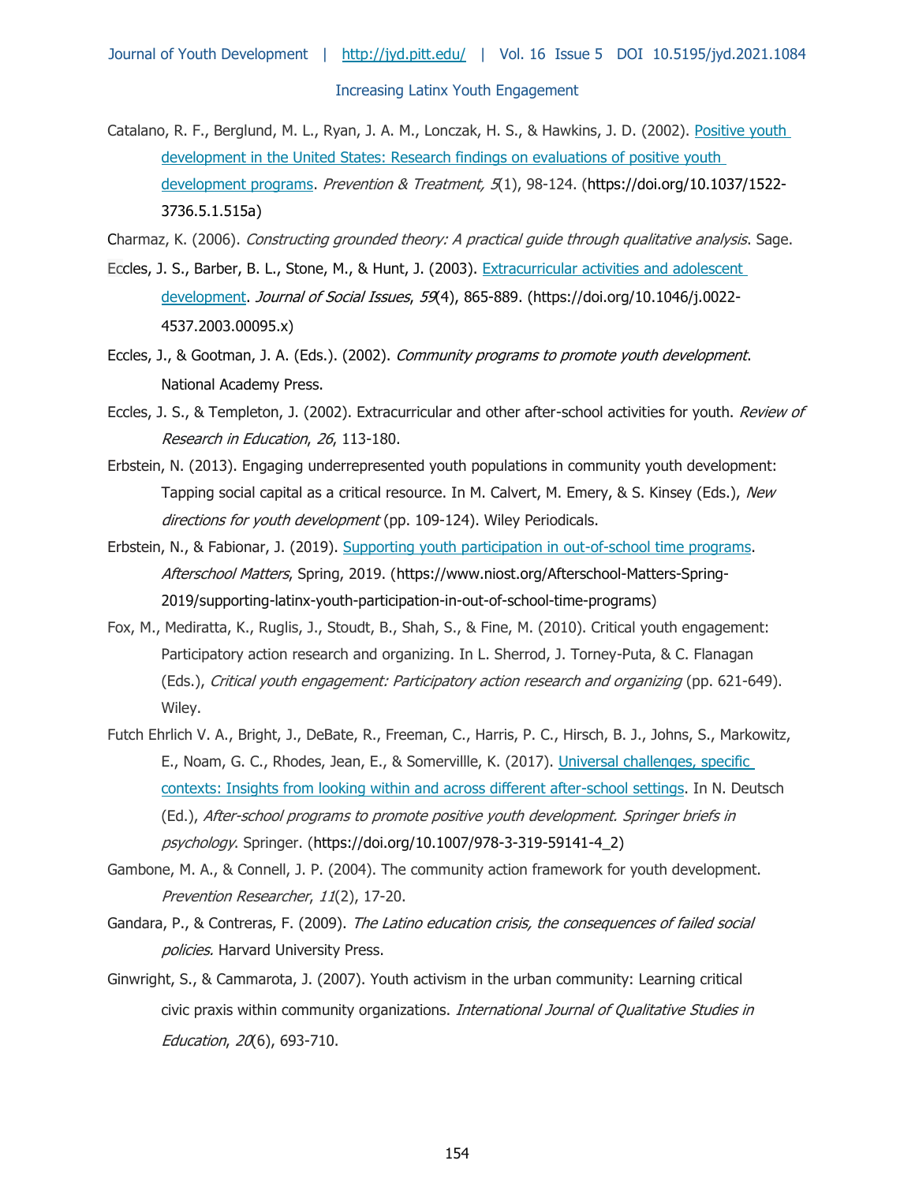Catalano, R. F., Berglund, M. L., Ryan, J. A. M., Lonczak, H. S., & Hawkins, J. D. (2002). Positive youth development in the United States: Research findings on evaluations of positive youth development programs. *Prevention & Treatment, 5*(1), 98-124. (https://doi.org/10.1037/1522-3736.5.1.515a)

Charmaz, K. (2006). *Constructing grounded theory: A practical guide through qualitative analysis*. Sage.

Eccles, J. S., Barber, B. L., Stone, M., & Hunt, J. (2003). Extracurricular activities and adolescent development. *Journal of Social Issues*, *59*(4), 865-889. (https://doi.org/10.1046/j.0022-4537.2003.00095.x)

Eccles, J., & Gootman, J. A. (Eds.). (2002). *Community programs to promote youth development*. National Academy Press.

Eccles, J. S., & Templeton, J. (2002). Extracurricular and other after-school activities for youth. *Review of Research in Education*, *26*, 113-180.

Erbstein, N. (2013). Engaging underrepresented youth populations in community youth development: Tapping social capital as a critical resource. In M. Calvert, M. Emery, & S. Kinsey (Eds.), *New directions for youth development* (pp. 109-124). Wiley Periodicals.

Erbstein, N., & Fabionar, J. (2019). Supporting youth participation in out-of-school time programs. *Afterschool Matters*, Spring, 2019. (https://www.niost.org/Afterschool-Matters-Spring-2019/supporting-latinx-youth-participation-in-out-of-school-time-programs)

Fox, M., Mediratta, K., Ruglis, J., Stoudt, B., Shah, S., & Fine, M. (2010). Critical youth engagement: Participatory action research and organizing. In L. Sherrod, J. Torney-Puta, & C. Flanagan (Eds.), *Critical youth engagement: Participatory action research and organizing* (pp. 621-649). Wiley.

Futch Ehrlich V. A., Bright, J., DeBate, R., Freeman, C., Harris, P. C., Hirsch, B. J., Johns, S., Markowitz, E., Noam, G. C., Rhodes, Jean, E., & Somervillle, K. (2017). Universal challenges, specific contexts: Insights from looking within and across different after-school settings. In N. Deutsch (Ed.), *After-school programs to promote positive youth development. Springer briefs in psychology*. Springer. (https://doi.org/10.1007/978-3-319-59141-4_2)

Gambone, M. A., & Connell, J. P. (2004). The community action framework for youth development. *Prevention Researcher*, *11*(2), 17-20.

Gandara, P., & Contreras, F. (2009). *The Latino education crisis, the consequences of failed social policies.* Harvard University Press.

Ginwright, S., & Cammarota, J. (2007). Youth activism in the urban community: Learning critical civic praxis within community organizations. *International Journal of Qualitative Studies in Education*, *20*(6), 693-710.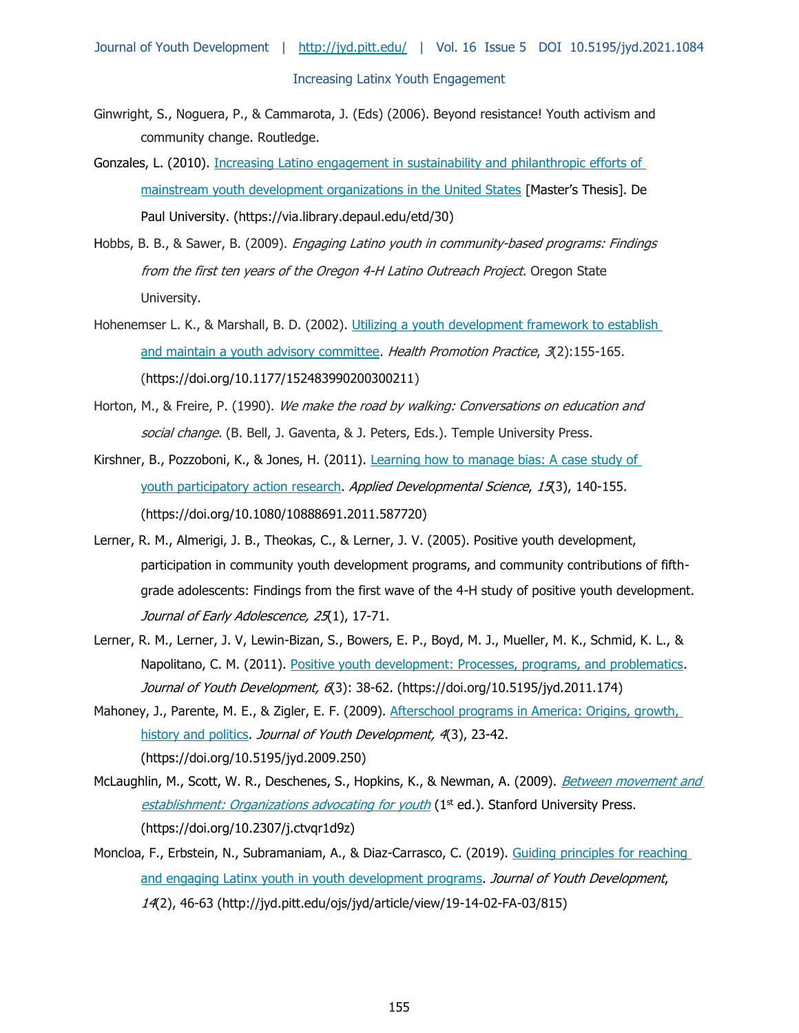Ginwright, S., Noguera, P., & Cammarota, J. (Eds) (2006). Beyond resistance! Youth activism and community change. Routledge.

Gonzales, L. (2010). Increasing Latino engagement in sustainability and philanthropic efforts of mainstream youth development organizations in the United States [Master's Thesis]. De Paul University. (https://via.library.depaul.edu/etd/30)

Hobbs, B. B., & Sawer, B. (2009). *Engaging Latino youth in community-based programs: Findings from the first ten years of the Oregon 4-H Latino Outreach Project*. Oregon State University.

Hohenemser L. K., & Marshall, B. D. (2002). Utilizing a youth development framework to establish and maintain a youth advisory committee. *Health Promotion Practice*, *3*(2):155-165. (https://doi.org/10.1177/152483990200300211)

Horton, M., & Freire, P. (1990). *We make the road by walking: Conversations on education and social change.* (B. Bell, J. Gaventa, & J. Peters, Eds.). Temple University Press.

Kirshner, B., Pozzoboni, K., & Jones, H. (2011). Learning how to manage bias: A case study of youth participatory action research. *Applied Developmental Science*, *15*(3), 140-155. (https://doi.org/10.1080/10888691.2011.587720)

Lerner, R. M., Almerigi, J. B., Theokas, C., & Lerner, J. V. (2005). Positive youth development, participation in community youth development programs, and community contributions of fifth-grade adolescents: Findings from the first wave of the 4-H study of positive youth development. *Journal of Early Adolescence, 25*(1), 17-71.

Lerner, R. M., Lerner, J. V, Lewin-Bizan, S., Bowers, E. P., Boyd, M. J., Mueller, M. K., Schmid, K. L., & Napolitano, C. M. (2011). Positive youth development: Processes, programs, and problematics. *Journal of Youth Development, 6*(3): 38-62. (https://doi.org/10.5195/jyd.2011.174)

Mahoney, J., Parente, M. E., & Zigler, E. F. (2009). Afterschool programs in America: Origins, growth, history and politics. *Journal of Youth Development, 4*(3), 23-42. (https://doi.org/10.5195/jyd.2009.250)

McLaughlin, M., Scott, W. R., Deschenes, S., Hopkins, K., & Newman, A. (2009). *Between movement and establishment: Organizations advocating for youth* (1st ed.). Stanford University Press. (https://doi.org/10.2307/j.ctvqr1d9z)

Moncloa, F., Erbstein, N., Subramaniam, A., & Diaz-Carrasco, C. (2019). Guiding principles for reaching and engaging Latinx youth in youth development programs. *Journal of Youth Development*, *14*(2), 46-63 (http://jyd.pitt.edu/ojs/jyd/article/view/19-14-02-FA-03/815)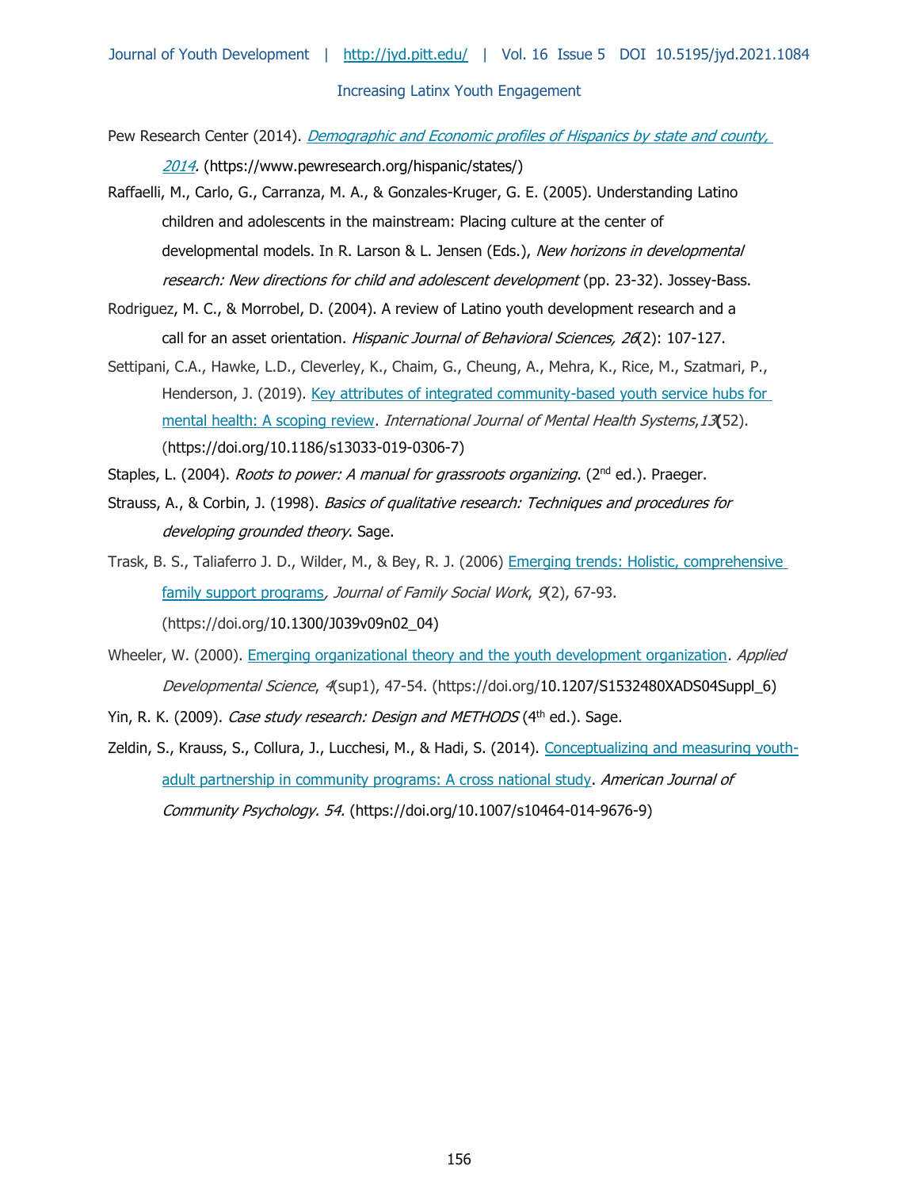Pew Research Center (2014). *Demographic and Economic profiles of Hispanics by state and county, 2014*. (https://www.pewresearch.org/hispanic/states/)

Raffaelli, M., Carlo, G., Carranza, M. A., & Gonzales-Kruger, G. E. (2005). Understanding Latino children and adolescents in the mainstream: Placing culture at the center of developmental models. In R. Larson & L. Jensen (Eds.), *New horizons in developmental research: New directions for child and adolescent development* (pp. 23-32). Jossey-Bass.

Rodriguez, M. C., & Morrobel, D. (2004). A review of Latino youth development research and a call for an asset orientation. *Hispanic Journal of Behavioral Sciences, 26*(2): 107-127.

Settipani, C.A., Hawke, L.D., Cleverley, K., Chaim, G., Cheung, A., Mehra, K., Rice, M., Szatmari, P., Henderson, J. (2019). Key attributes of integrated community-based youth service hubs for mental health: A scoping review. *International Journal of Mental Health Systems*,*13*(52). (https://doi.org/10.1186/s13033-019-0306-7)

Staples, L. (2004). *Roots to power: A manual for grassroots organizing*. (2nd ed.). Praeger.

Strauss, A., & Corbin, J. (1998). *Basics of qualitative research: Techniques and procedures for developing grounded theory*. Sage.

Trask, B. S., Taliaferro J. D., Wilder, M., & Bey, R. J. (2006) Emerging trends: Holistic, comprehensive family support programs, *Journal of Family Social Work*, *9*(2), 67-93. (https://doi.org/10.1300/J039v09n02_04)

Wheeler, W. (2000). Emerging organizational theory and the youth development organization. *Applied Developmental Science*, *4*(sup1), 47-54. (https://doi.org/10.1207/S1532480XADS04Suppl_6)

Yin, R. K. (2009). *Case study research: Design and METHODS* (4th ed.). Sage.

Zeldin, S., Krauss, S., Collura, J., Lucchesi, M., & Hadi, S. (2014). Conceptualizing and measuring youth-adult partnership in community programs: A cross national study. *American Journal of Community Psychology. 54*. (https://doi.org/10.1007/s10464-014-9676-9)